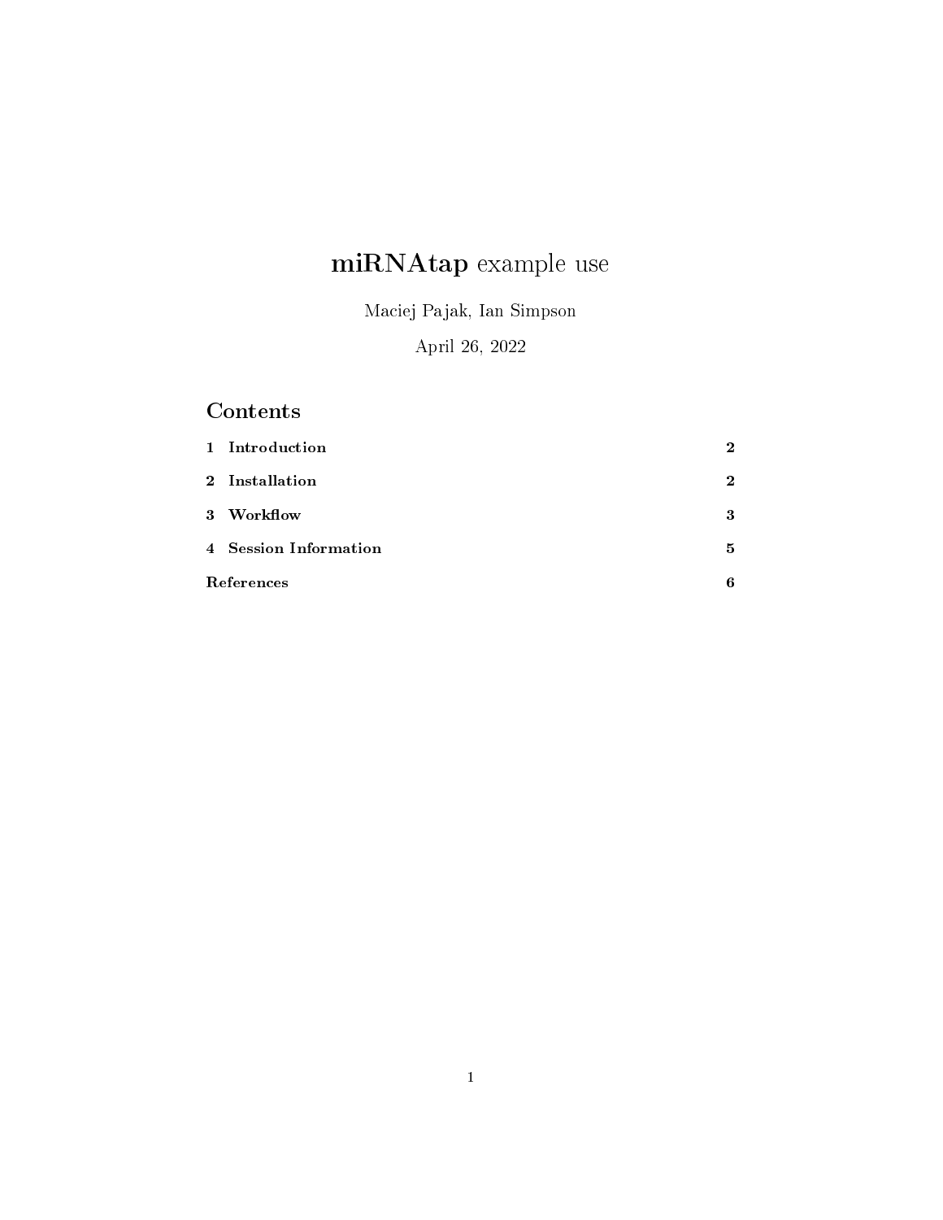# **miRNAtap** example use

Maciej Pajak, Ian Simpson

April 26, 2022

## Contents

| | |
|---|---|
| **1 Introduction** | **2** |
| **2 Installation** | **2** |
| **3 Workflow** | **3** |
| **4 Session Information** | **5** |
| **References** | **6** |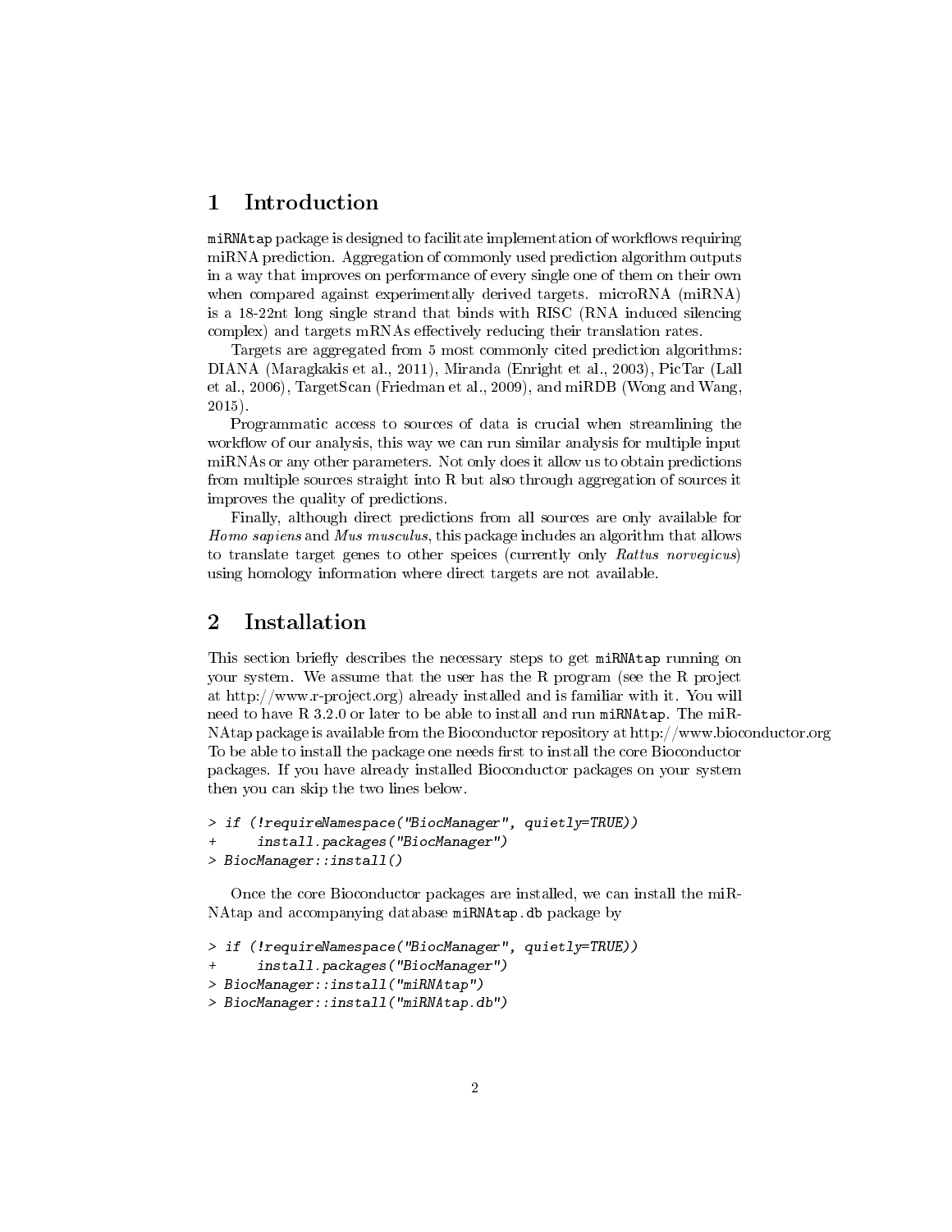# 1 Introduction

`miRNAtap` package is designed to facilitate implementation of workflows requiring miRNA prediction. Aggregation of commonly used prediction algorithm outputs in a way that improves on performance of every single one of them on their own when compared against experimentally derived targets. microRNA (miRNA) is a 18-22nt long single strand that binds with RISC (RNA induced silencing complex) and targets mRNAs effectively reducing their translation rates.

Targets are aggregated from 5 most commonly cited prediction algorithms: DIANA (Maragkakis et al., 2011), Miranda (Enright et al., 2003), PicTar (Lall et al., 2006), TargetScan (Friedman et al., 2009), and miRDB (Wong and Wang, 2015).

Programmatic access to sources of data is crucial when streamlining the workflow of our analysis, this way we can run similar analysis for multiple input miRNAs or any other parameters. Not only does it allow us to obtain predictions from multiple sources straight into R but also through aggregation of sources it improves the quality of predictions.

Finally, although direct predictions from all sources are only available for *Homo sapiens* and *Mus musculus*, this package includes an algorithm that allows to translate target genes to other speices (currently only *Rattus norvegicus*) using homology information where direct targets are not available.

# 2 Installation

This section briefly describes the necessary steps to get `miRNAtap` running on your system. We assume that the user has the R program (see the R project at http://www.r-project.org) already installed and is familiar with it. You will need to have R 3.2.0 or later to be able to install and run `miRNAtap`. The miRNAtap package is available from the Bioconductor repository at http://www.bioconductor.org To be able to install the package one needs first to install the core Bioconductor packages. If you have already installed Bioconductor packages on your system then you can skip the two lines below.

```
> if (!requireNamespace("BiocManager", quietly=TRUE))
+     install.packages("BiocManager")
> BiocManager::install()
```

Once the core Bioconductor packages are installed, we can install the miRNAtap and accompanying database `miRNAtap.db` package by

```
> if (!requireNamespace("BiocManager", quietly=TRUE))
+     install.packages("BiocManager")
> BiocManager::install("miRNAtap")
> BiocManager::install("miRNAtap.db")
```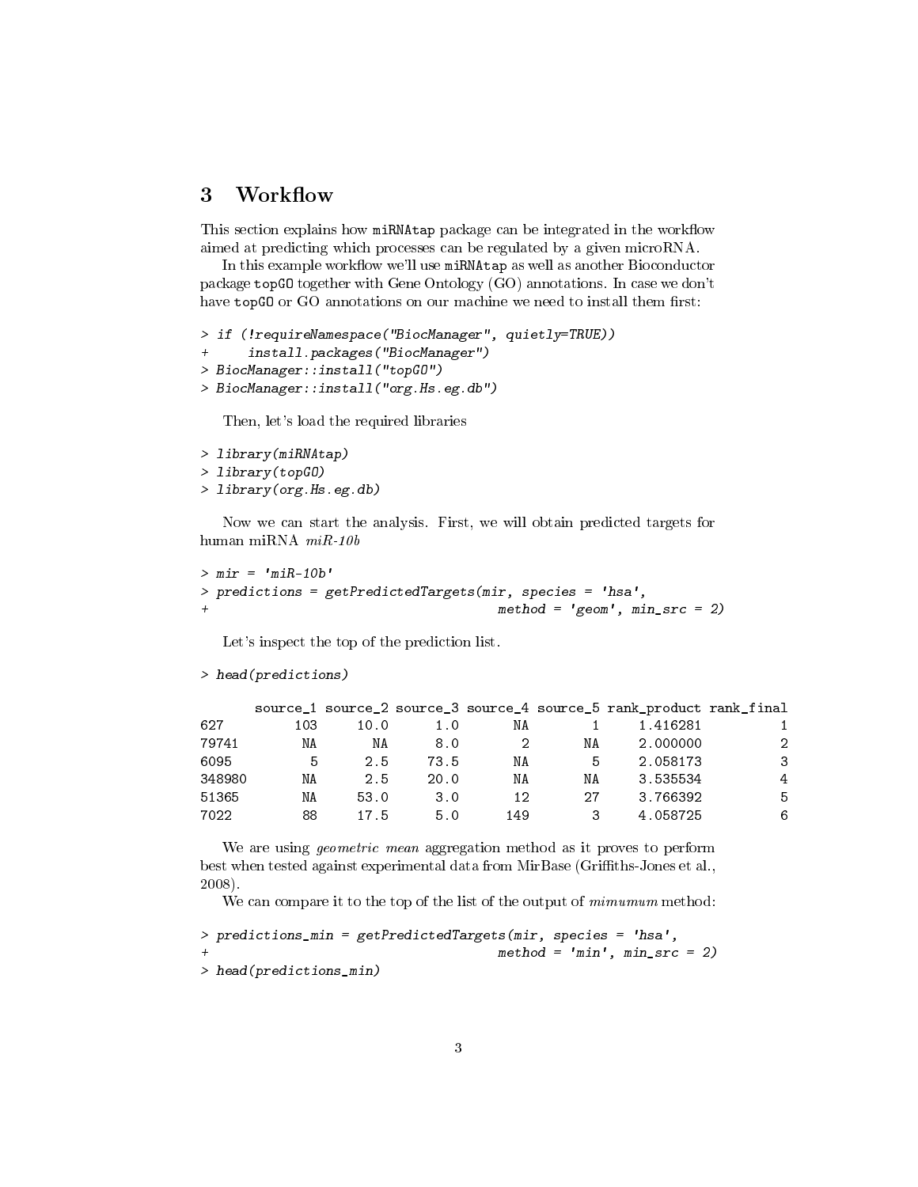## 3 Workflow

This section explains how `miRNAtap` package can be integrated in the workflow aimed at predicting which processes can be regulated by a given microRNA.

In this example workflow we'll use `miRNAtap` as well as another Bioconductor package `topGO` together with Gene Ontology (GO) annotations. In case we don't have `topGO` or GO annotations on our machine we need to install them first:

```
> if (!requireNamespace("BiocManager", quietly=TRUE))
+     install.packages("BiocManager")
> BiocManager::install("topGO")
> BiocManager::install("org.Hs.eg.db")
```

Then, let's load the required libraries

```
> library(miRNAtap)
> library(topGO)
> library(org.Hs.eg.db)
```

Now we can start the analysis. First, we will obtain predicted targets for human miRNA *miR-10b*

```
> mir = 'miR-10b'
> predictions = getPredictedTargets(mir, species = 'hsa',
+                                    method = 'geom', min_src = 2)
```

Let's inspect the top of the prediction list.

```
> head(predictions)
```

```
       source_1 source_2 source_3 source_4 source_5 rank_product rank_final
627         103     10.0      1.0       NA        1     1.416281          1
79741        NA       NA      8.0        2       NA     2.000000          2
6095          5      2.5     73.5       NA        5     2.058173          3
348980       NA      2.5     20.0       NA       NA     3.535534          4
51365        NA     53.0      3.0       12       27     3.766392          5
7022         88     17.5      5.0      149        3     4.058725          6
```

We are using *geometric mean* aggregation method as it proves to perform best when tested against experimental data from MirBase (Griffiths-Jones et al., 2008).

We can compare it to the top of the list of the output of *mimumum* method:

```
> predictions_min = getPredictedTargets(mir, species = 'hsa',
+                                    method = 'min', min_src = 2)
> head(predictions_min)
```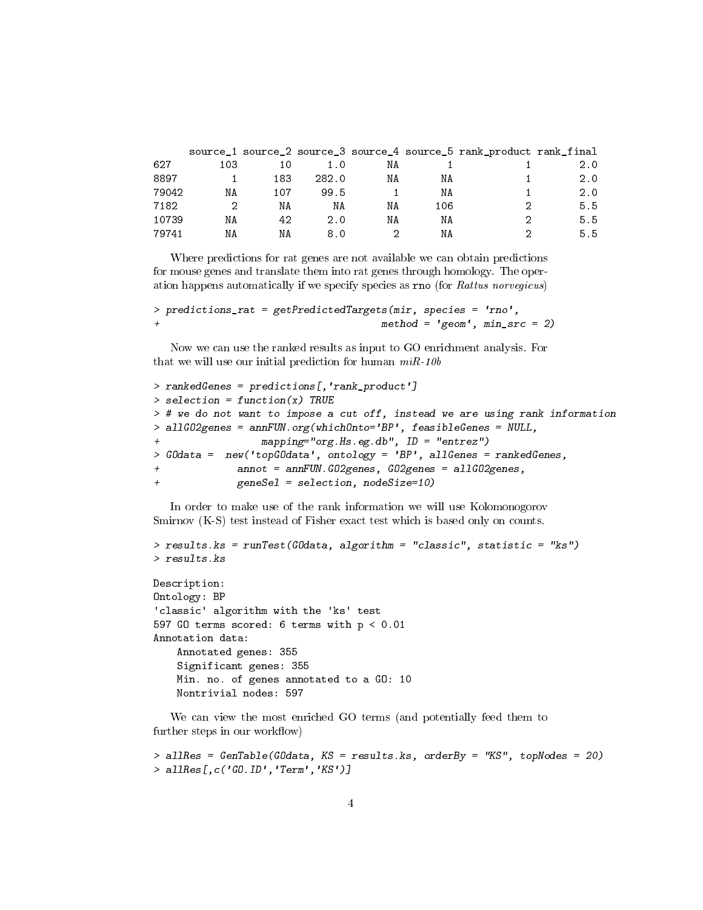```
      source_1 source_2 source_3 source_4 source_5 rank_product rank_final
627        103       10      1.0       NA        1            1        2.0
8897         1      183    282.0       NA       NA            1        2.0
79042       NA      107     99.5        1       NA            1        2.0
7182         2       NA       NA       NA      106            2        5.5
10739       NA       42      2.0       NA       NA            2        5.5
79741       NA       NA      8.0        2       NA            2        5.5
```

Where predictions for rat genes are not available we can obtain predictions for mouse genes and translate them into rat genes through homology. The operation happens automatically if we specify species as `rno` (for *Rattus norvegicus*)

```
> predictions_rat = getPredictedTargets(mir, species = 'rno',
+                                       method = 'geom', min_src = 2)
```

Now we can use the ranked results as input to GO enrichment analysis. For that we will use our initial prediction for human *miR-10b*

```
> rankedGenes = predictions[,'rank_product']
> selection = function(x) TRUE
> # we do not want to impose a cut off, instead we are using rank information
> allGO2genes = annFUN.org(whichOnto='BP', feasibleGenes = NULL,
+                 mapping="org.Hs.eg.db", ID = "entrez")
> GOdata =  new('topGOdata', ontology = 'BP', allGenes = rankedGenes,
+             annot = annFUN.GO2genes, GO2genes = allGO2genes,
+             geneSel = selection, nodeSize=10)
```

In order to make use of the rank information we will use Kolomonogorov Smirnov (K-S) test instead of Fisher exact test which is based only on counts.

```
> results.ks = runTest(GOdata, algorithm = "classic", statistic = "ks")
> results.ks

Description:
Ontology: BP
'classic' algorithm with the 'ks' test
597 GO terms scored: 6 terms with p < 0.01
Annotation data:
    Annotated genes: 355
    Significant genes: 355
    Min. no. of genes annotated to a GO: 10
    Nontrivial nodes: 597
```

We can view the most enriched GO terms (and potentially feed them to further steps in our workflow)

```
> allRes = GenTable(GOdata, KS = results.ks, orderBy = "KS", topNodes = 20)
> allRes[,c('GO.ID','Term','KS')]
```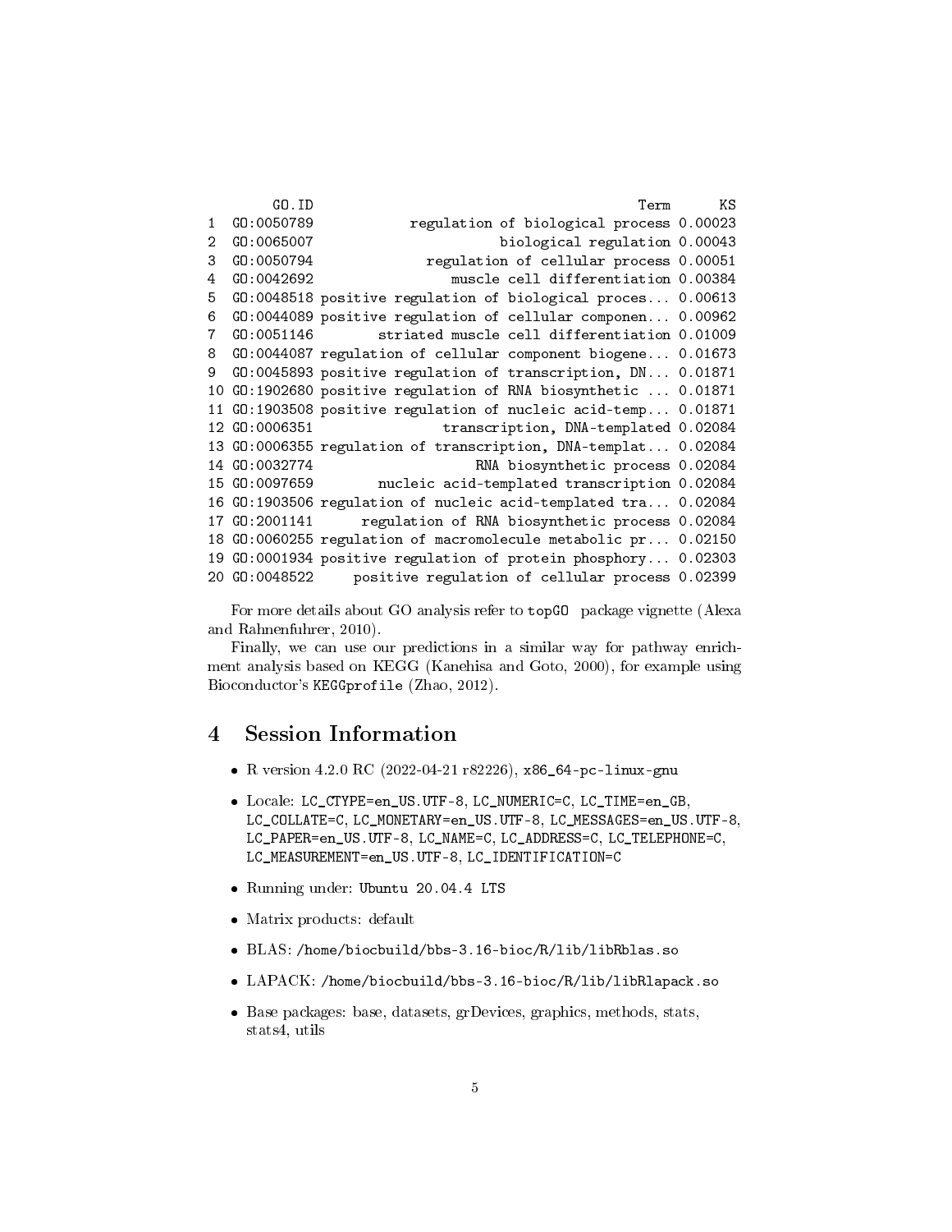```
        GO.ID                                        Term      KS
1  GO:0050789           regulation of biological process 0.00023
2  GO:0065007                      biological regulation 0.00043
3  GO:0050794             regulation of cellular process 0.00051
4  GO:0042692                muscle cell differentiation 0.00384
5  GO:0048518 positive regulation of biological proces... 0.00613
6  GO:0044089 positive regulation of cellular componen... 0.00962
7  GO:0051146       striated muscle cell differentiation 0.01009
8  GO:0044087 regulation of cellular component biogene... 0.01673
9  GO:0045893 positive regulation of transcription, DN... 0.01871
10 GO:1902680 positive regulation of RNA biosynthetic ... 0.01871
11 GO:1903508 positive regulation of nucleic acid-temp... 0.01871
12 GO:0006351               transcription, DNA-templated 0.02084
13 GO:0006355 regulation of transcription, DNA-templat... 0.02084
14 GO:0032774                   RNA biosynthetic process 0.02084
15 GO:0097659       nucleic acid-templated transcription 0.02084
16 GO:1903506 regulation of nucleic acid-templated tra... 0.02084
17 GO:2001141     regulation of RNA biosynthetic process 0.02084
18 GO:0060255 regulation of macromolecule metabolic pr... 0.02150
19 GO:0001934 positive regulation of protein phosphory... 0.02303
20 GO:0048522    positive regulation of cellular process 0.02399
```

For more details about GO analysis refer to `topGO` package vignette (Alexa and Rahnenfuhrer, 2010).

Finally, we can use our predictions in a similar way for pathway enrichment analysis based on KEGG (Kanehisa and Goto, 2000), for example using Bioconductor's `KEGGprofile` (Zhao, 2012).

## 4 Session Information

- R version 4.2.0 RC (2022-04-21 r82226), `x86_64-pc-linux-gnu`
- Locale: `LC_CTYPE=en_US.UTF-8`, `LC_NUMERIC=C`, `LC_TIME=en_GB`, `LC_COLLATE=C`, `LC_MONETARY=en_US.UTF-8`, `LC_MESSAGES=en_US.UTF-8`, `LC_PAPER=en_US.UTF-8`, `LC_NAME=C`, `LC_ADDRESS=C`, `LC_TELEPHONE=C`, `LC_MEASUREMENT=en_US.UTF-8`, `LC_IDENTIFICATION=C`
- Running under: `Ubuntu 20.04.4 LTS`
- Matrix products: default
- BLAS: `/home/biocbuild/bbs-3.16-bioc/R/lib/libRblas.so`
- LAPACK: `/home/biocbuild/bbs-3.16-bioc/R/lib/libRlapack.so`
- Base packages: base, datasets, grDevices, graphics, methods, stats, stats4, utils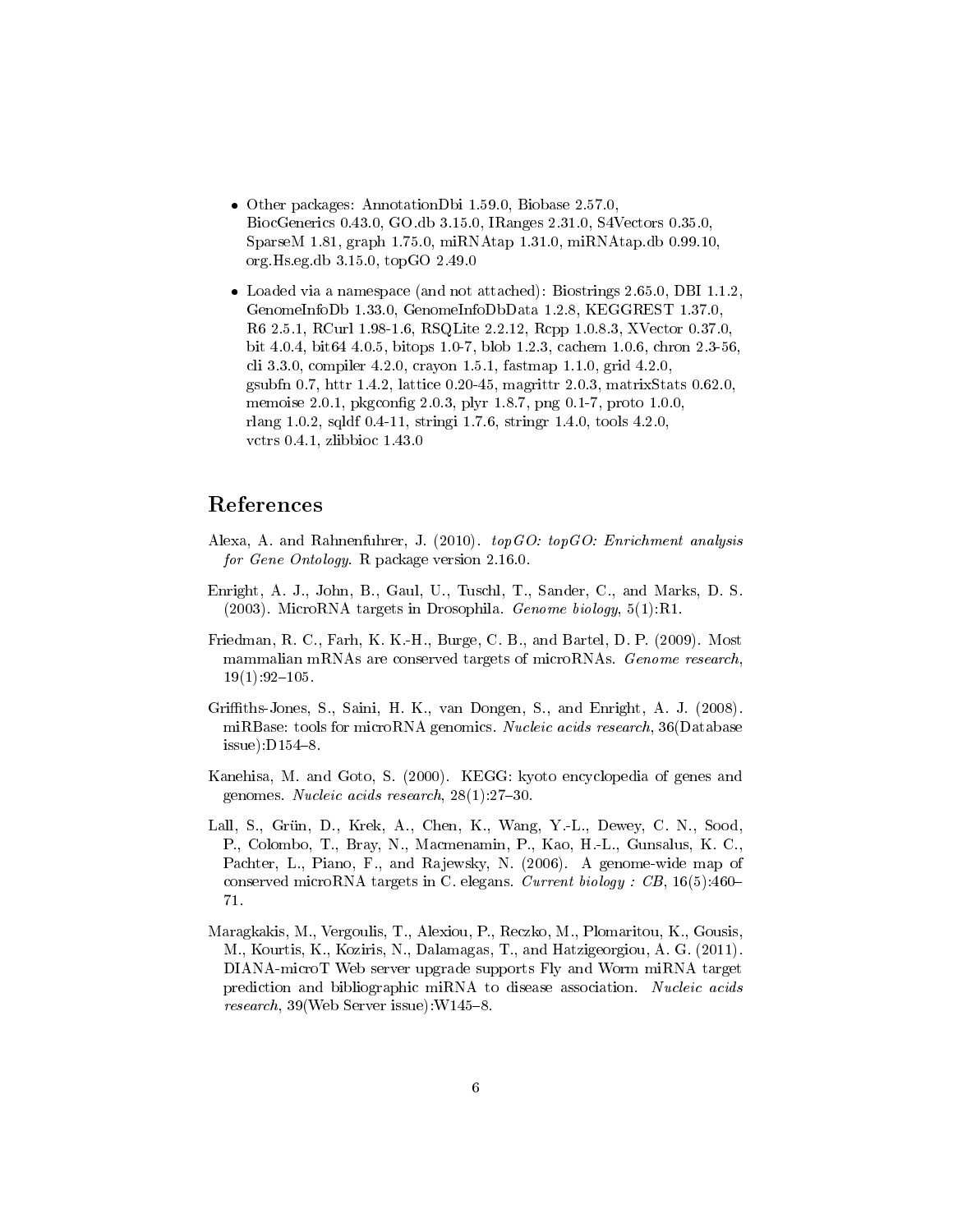- Other packages: AnnotationDbi 1.59.0, Biobase 2.57.0, BiocGenerics 0.43.0, GO.db 3.15.0, IRanges 2.31.0, S4Vectors 0.35.0, SparseM 1.81, graph 1.75.0, miRNAtap 1.31.0, miRNAtap.db 0.99.10, org.Hs.eg.db 3.15.0, topGO 2.49.0
- Loaded via a namespace (and not attached): Biostrings 2.65.0, DBI 1.1.2, GenomeInfoDb 1.33.0, GenomeInfoDbData 1.2.8, KEGGREST 1.37.0, R6 2.5.1, RCurl 1.98-1.6, RSQLite 2.2.12, Rcpp 1.0.8.3, XVector 0.37.0, bit 4.0.4, bit64 4.0.5, bitops 1.0-7, blob 1.2.3, cachem 1.0.6, chron 2.3-56, cli 3.3.0, compiler 4.2.0, crayon 1.5.1, fastmap 1.1.0, grid 4.2.0, gsubfn 0.7, httr 1.4.2, lattice 0.20-45, magrittr 2.0.3, matrixStats 0.62.0, memoise 2.0.1, pkgconfig 2.0.3, plyr 1.8.7, png 0.1-7, proto 1.0.0, rlang 1.0.2, sqldf 0.4-11, stringi 1.7.6, stringr 1.4.0, tools 4.2.0, vctrs 0.4.1, zlibbioc 1.43.0

# References

Alexa, A. and Rahnenfuhrer, J. (2010). *topGO: topGO: Enrichment analysis for Gene Ontology*. R package version 2.16.0.

Enright, A. J., John, B., Gaul, U., Tuschl, T., Sander, C., and Marks, D. S. (2003). MicroRNA targets in Drosophila. *Genome biology*, 5(1):R1.

Friedman, R. C., Farh, K. K.-H., Burge, C. B., and Bartel, D. P. (2009). Most mammalian mRNAs are conserved targets of microRNAs. *Genome research*, 19(1):92–105.

Griffiths-Jones, S., Saini, H. K., van Dongen, S., and Enright, A. J. (2008). miRBase: tools for microRNA genomics. *Nucleic acids research*, 36(Database issue):D154–8.

Kanehisa, M. and Goto, S. (2000). KEGG: kyoto encyclopedia of genes and genomes. *Nucleic acids research*, 28(1):27–30.

Lall, S., Grün, D., Krek, A., Chen, K., Wang, Y.-L., Dewey, C. N., Sood, P., Colombo, T., Bray, N., Macmenamin, P., Kao, H.-L., Gunsalus, K. C., Pachter, L., Piano, F., and Rajewsky, N. (2006). A genome-wide map of conserved microRNA targets in C. elegans. *Current biology : CB*, 16(5):460–71.

Maragkakis, M., Vergoulis, T., Alexiou, P., Reczko, M., Plomaritou, K., Gousis, M., Kourtis, K., Koziris, N., Dalamagas, T., and Hatzigeorgiou, A. G. (2011). DIANA-microT Web server upgrade supports Fly and Worm miRNA target prediction and bibliographic miRNA to disease association. *Nucleic acids research*, 39(Web Server issue):W145–8.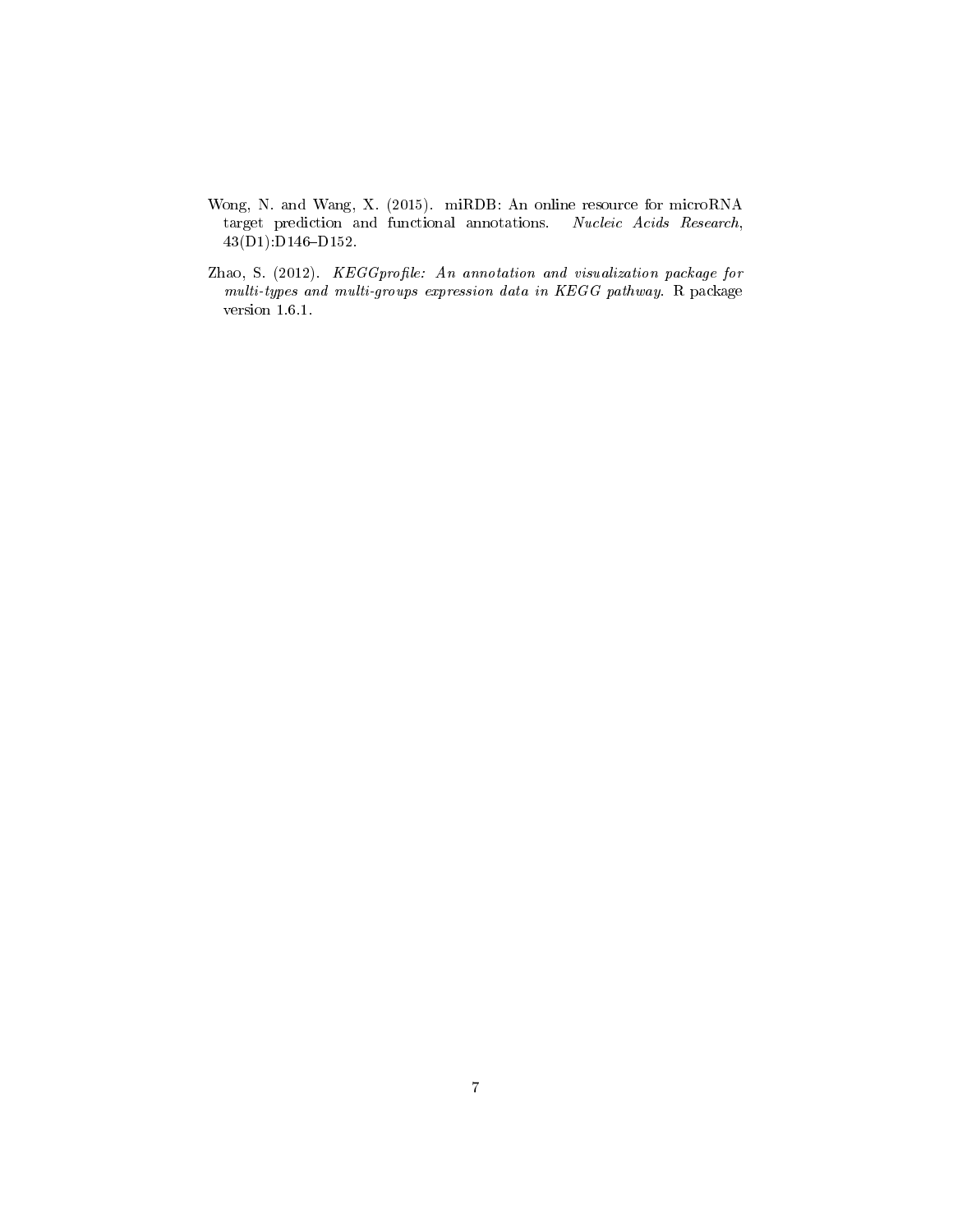Wong, N. and Wang, X. (2015). miRDB: An online resource for microRNA target prediction and functional annotations. *Nucleic Acids Research*, 43(D1):D146–D152.

Zhao, S. (2012). *KEGGprofile: An annotation and visualization package for multi-types and multi-groups expression data in KEGG pathway*. R package version 1.6.1.